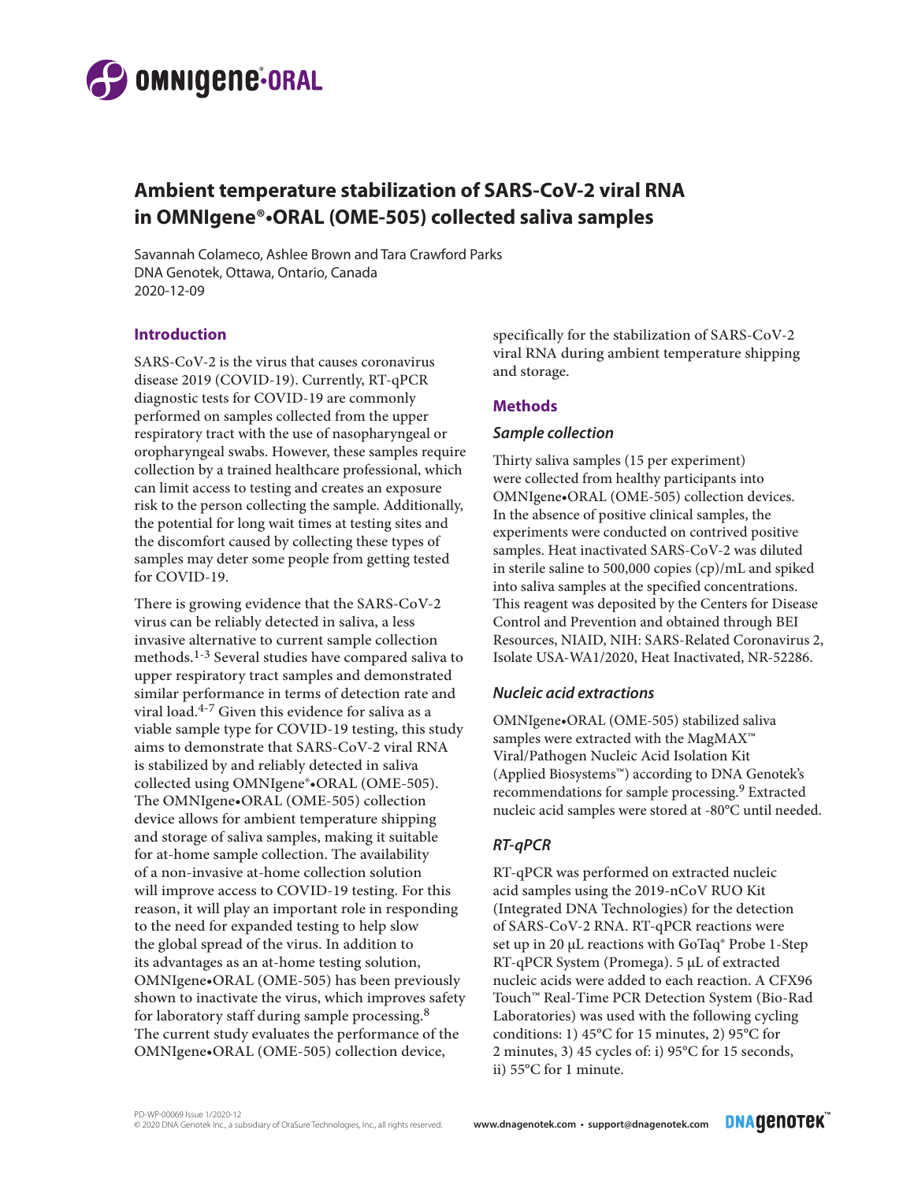# Ambient temperature stabilization of SARS-CoV-2 viral RNA in OMNIgene®•ORAL (OME-505) collected saliva samples

Savannah Colameco, Ashlee Brown and Tara Crawford Parks
DNA Genotek, Ottawa, Ontario, Canada
2020-12-09

## Introduction

SARS-CoV-2 is the virus that causes coronavirus disease 2019 (COVID-19). Currently, RT-qPCR diagnostic tests for COVID-19 are commonly performed on samples collected from the upper respiratory tract with the use of nasopharyngeal or oropharyngeal swabs. However, these samples require collection by a trained healthcare professional, which can limit access to testing and creates an exposure risk to the person collecting the sample. Additionally, the potential for long wait times at testing sites and the discomfort caused by collecting these types of samples may deter some people from getting tested for COVID-19.

There is growing evidence that the SARS-CoV-2 virus can be reliably detected in saliva, a less invasive alternative to current sample collection methods.[1-3] Several studies have compared saliva to upper respiratory tract samples and demonstrated similar performance in terms of detection rate and viral load.[4-7] Given this evidence for saliva as a viable sample type for COVID-19 testing, this study aims to demonstrate that SARS-CoV-2 viral RNA is stabilized by and reliably detected in saliva collected using OMNIgene®•ORAL (OME-505). The OMNIgene•ORAL (OME-505) collection device allows for ambient temperature shipping and storage of saliva samples, making it suitable for at-home sample collection. The availability of a non-invasive at-home collection solution will improve access to COVID-19 testing. For this reason, it will play an important role in responding to the need for expanded testing to help slow the global spread of the virus. In addition to its advantages as an at-home testing solution, OMNIgene•ORAL (OME-505) has been previously shown to inactivate the virus, which improves safety for laboratory staff during sample processing.[8] The current study evaluates the performance of the OMNIgene•ORAL (OME-505) collection device, specifically for the stabilization of SARS-CoV-2 viral RNA during ambient temperature shipping and storage.

## Methods

### *Sample collection*

Thirty saliva samples (15 per experiment) were collected from healthy participants into OMNIgene•ORAL (OME-505) collection devices. In the absence of positive clinical samples, the experiments were conducted on contrived positive samples. Heat inactivated SARS-CoV-2 was diluted in sterile saline to 500,000 copies (cp)/mL and spiked into saliva samples at the specified concentrations. This reagent was deposited by the Centers for Disease Control and Prevention and obtained through BEI Resources, NIAID, NIH: SARS-Related Coronavirus 2, Isolate USA-WA1/2020, Heat Inactivated, NR-52286.

### *Nucleic acid extractions*

OMNIgene•ORAL (OME-505) stabilized saliva samples were extracted with the MagMAX™ Viral/Pathogen Nucleic Acid Isolation Kit (Applied Biosystems™) according to DNA Genotek's recommendations for sample processing.[9] Extracted nucleic acid samples were stored at -80°C until needed.

### *RT-qPCR*

RT-qPCR was performed on extracted nucleic acid samples using the 2019-nCoV RUO Kit (Integrated DNA Technologies) for the detection of SARS-CoV-2 RNA. RT-qPCR reactions were set up in 20 µL reactions with GoTaq® Probe 1-Step RT-qPCR System (Promega). 5 µL of extracted nucleic acids were added to each reaction. A CFX96 Touch™ Real-Time PCR Detection System (Bio-Rad Laboratories) was used with the following cycling conditions: 1) 45°C for 15 minutes, 2) 95°C for 2 minutes, 3) 45 cycles of: i) 95°C for 15 seconds, ii) 55°C for 1 minute.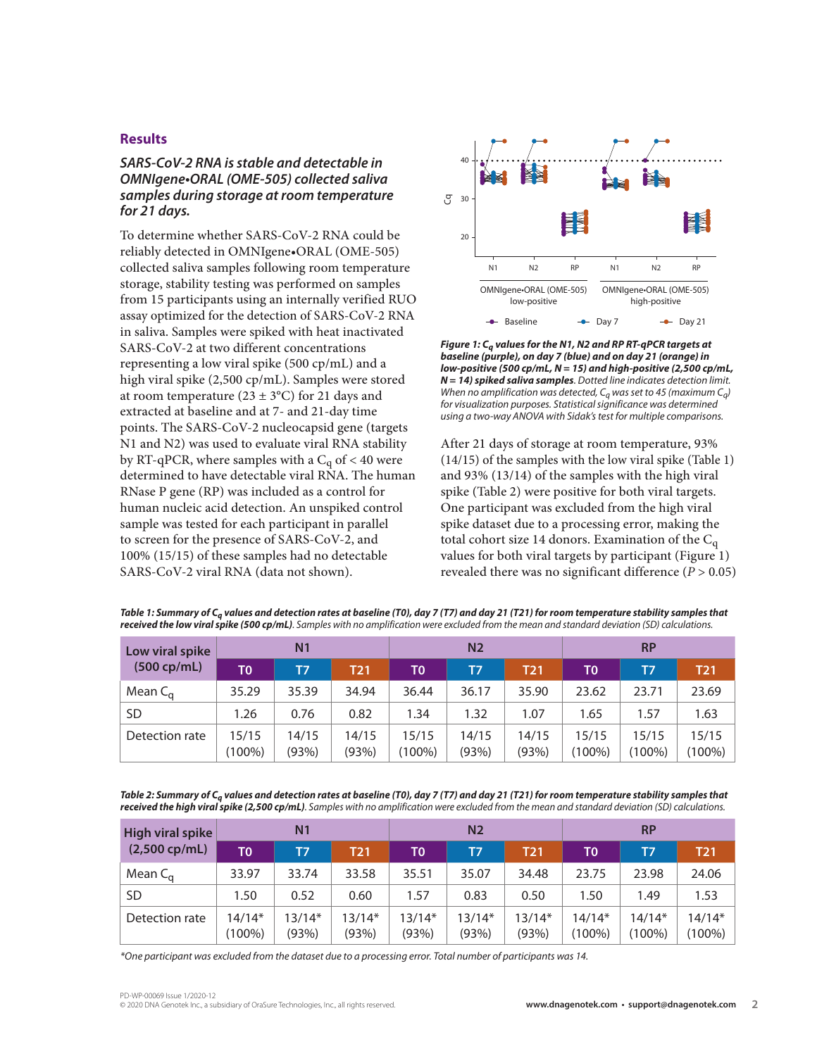## Results

### *SARS-CoV-2 RNA is stable and detectable in OMNIgene•ORAL (OME-505) collected saliva samples during storage at room temperature for 21 days.*

To determine whether SARS-CoV-2 RNA could be reliably detected in OMNIgene•ORAL (OME-505) collected saliva samples following room temperature storage, stability testing was performed on samples from 15 participants using an internally verified RUO assay optimized for the detection of SARS-CoV-2 RNA in saliva. Samples were spiked with heat inactivated SARS-CoV-2 at two different concentrations representing a low viral spike (500 cp/mL) and a high viral spike (2,500 cp/mL). Samples were stored at room temperature (23 ± 3°C) for 21 days and extracted at baseline and at 7- and 21-day time points. The SARS-CoV-2 nucleocapsid gene (targets N1 and N2) was used to evaluate viral RNA stability by RT-qPCR, where samples with a $C_q$ of < 40 were determined to have detectable viral RNA. The human RNase P gene (RP) was included as a control for human nucleic acid detection. An unspiked control sample was tested for each participant in parallel to screen for the presence of SARS-CoV-2, and 100% (15/15) of these samples had no detectable SARS-CoV-2 viral RNA (data not shown).

***Figure 1: $C_q$ values for the N1, N2 and RP RT-qPCR targets at baseline (purple), on day 7 (blue) and on day 21 (orange) in low-positive (500 cp/mL, N = 15) and high-positive (2,500 cp/mL, N = 14) spiked saliva samples**. Dotted line indicates detection limit. When no amplification was detected, $C_q$ was set to 45 (maximum $C_q$) for visualization purposes. Statistical significance was determined using a two-way ANOVA with Sidak's test for multiple comparisons.*

After 21 days of storage at room temperature, 93% (14/15) of the samples with the low viral spike (Table 1) and 93% (13/14) of the samples with the high viral spike (Table 2) were positive for both viral targets. One participant was excluded from the high viral spike dataset due to a processing error, making the total cohort size 14 donors. Examination of the $C_q$ values for both viral targets by participant (Figure 1) revealed there was no significant difference ($P$ > 0.05)

***Table 1: Summary of $C_q$ values and detection rates at baseline (T0), day 7 (T7) and day 21 (T21) for room temperature stability samples that received the low viral spike (500 cp/mL)**. Samples with no amplification were excluded from the mean and standard deviation (SD) calculations.*

| Low viral spike (500 cp/mL) | N1 | | | N2 | | | RP | | |
|---|---|---|---|---|---|---|---|---|---|
| | T0 | T7 | T21 | T0 | T7 | T21 | T0 | T7 | T21 |
| Mean $C_q$ | 35.29 | 35.39 | 34.94 | 36.44 | 36.17 | 35.90 | 23.62 | 23.71 | 23.69 |
| SD | 1.26 | 0.76 | 0.82 | 1.34 | 1.32 | 1.07 | 1.65 | 1.57 | 1.63 |
| Detection rate | 15/15 (100%) | 14/15 (93%) | 14/15 (93%) | 15/15 (100%) | 14/15 (93%) | 14/15 (93%) | 15/15 (100%) | 15/15 (100%) | 15/15 (100%) |

***Table 2: Summary of $C_q$ values and detection rates at baseline (T0), day 7 (T7) and day 21 (T21) for room temperature stability samples that received the high viral spike (2,500 cp/mL)**. Samples with no amplification were excluded from the mean and standard deviation (SD) calculations.*

| High viral spike (2,500 cp/mL) | N1 | | | N2 | | | RP | | |
|---|---|---|---|---|---|---|---|---|---|
| | T0 | T7 | T21 | T0 | T7 | T21 | T0 | T7 | T21 |
| Mean $C_q$ | 33.97 | 33.74 | 33.58 | 35.51 | 35.07 | 34.48 | 23.75 | 23.98 | 24.06 |
| SD | 1.50 | 0.52 | 0.60 | 1.57 | 0.83 | 0.50 | 1.50 | 1.49 | 1.53 |
| Detection rate | 14/14* (100%) | 13/14* (93%) | 13/14* (93%) | 13/14* (93%) | 13/14* (93%) | 13/14* (93%) | 14/14* (100%) | 14/14* (100%) | 14/14* (100%) |

*\*One participant was excluded from the dataset due to a processing error. Total number of participants was 14.*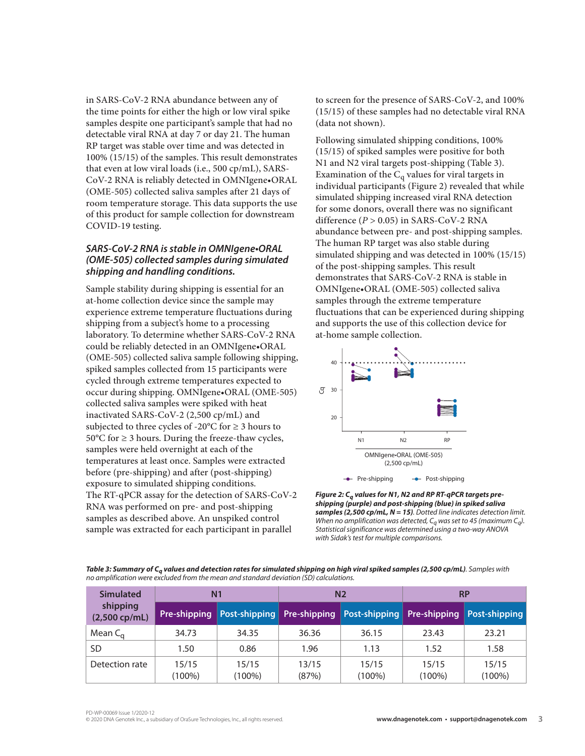in SARS-CoV-2 RNA abundance between any of the time points for either the high or low viral spike samples despite one participant's sample that had no detectable viral RNA at day 7 or day 21. The human RP target was stable over time and was detected in 100% (15/15) of the samples. This result demonstrates that even at low viral loads (i.e., 500 cp/mL), SARS-CoV-2 RNA is reliably detected in OMNIgene•ORAL (OME-505) collected saliva samples after 21 days of room temperature storage. This data supports the use of this product for sample collection for downstream COVID-19 testing.

### *SARS-CoV-2 RNA is stable in OMNIgene•ORAL (OME-505) collected samples during simulated shipping and handling conditions.*

Sample stability during shipping is essential for an at-home collection device since the sample may experience extreme temperature fluctuations during shipping from a subject's home to a processing laboratory. To determine whether SARS-CoV-2 RNA could be reliably detected in an OMNIgene•ORAL (OME-505) collected saliva sample following shipping, spiked samples collected from 15 participants were cycled through extreme temperatures expected to occur during shipping. OMNIgene•ORAL (OME-505) collected saliva samples were spiked with heat inactivated SARS-CoV-2 (2,500 cp/mL) and subjected to three cycles of -20°C for ≥ 3 hours to 50°C for ≥ 3 hours. During the freeze-thaw cycles, samples were held overnight at each of the temperatures at least once. Samples were extracted before (pre-shipping) and after (post-shipping) exposure to simulated shipping conditions. The RT-qPCR assay for the detection of SARS-CoV-2 RNA was performed on pre- and post-shipping samples as described above. An unspiked control sample was extracted for each participant in parallel to screen for the presence of SARS-CoV-2, and 100% (15/15) of these samples had no detectable viral RNA (data not shown).

Following simulated shipping conditions, 100% (15/15) of spiked samples were positive for both N1 and N2 viral targets post-shipping (Table 3). Examination of the $C_q$ values for viral targets in individual participants (Figure 2) revealed that while simulated shipping increased viral RNA detection for some donors, overall there was no significant difference ($P > 0.05$) in SARS-CoV-2 RNA abundance between pre- and post-shipping samples. The human RP target was also stable during simulated shipping and was detected in 100% (15/15) of the post-shipping samples. This result demonstrates that SARS-CoV-2 RNA is stable in OMNIgene•ORAL (OME-505) collected saliva samples through the extreme temperature fluctuations that can be experienced during shipping and supports the use of this collection device for at-home sample collection.

***Figure 2: $C_q$ values for N1, N2 and RP RT-qPCR targets pre-shipping (purple) and post-shipping (blue) in spiked saliva samples (2,500 cp/mL, N = 15)***. *Dotted line indicates detection limit. When no amplification was detected, $C_q$ was set to 45 (maximum $C_q$). Statistical significance was determined using a two-way ANOVA with Sidak's test for multiple comparisons.*

***Table 3: Summary of $C_q$ values and detection rates for simulated shipping on high viral spiked samples (2,500 cp/mL)***. *Samples with no amplification were excluded from the mean and standard deviation (SD) calculations.*

| Simulated shipping (2,500 cp/mL) | N1 | | N2 | | RP | |
|---|---|---|---|---|---|---|
| | Pre-shipping | Post-shipping | Pre-shipping | Post-shipping | Pre-shipping | Post-shipping |
| Mean $C_q$ | 34.73 | 34.35 | 36.36 | 36.15 | 23.43 | 23.21 |
| SD | 1.50 | 0.86 | 1.96 | 1.13 | 1.52 | 1.58 |
| Detection rate | 15/15 (100%) | 15/15 (100%) | 13/15 (87%) | 15/15 (100%) | 15/15 (100%) | 15/15 (100%) |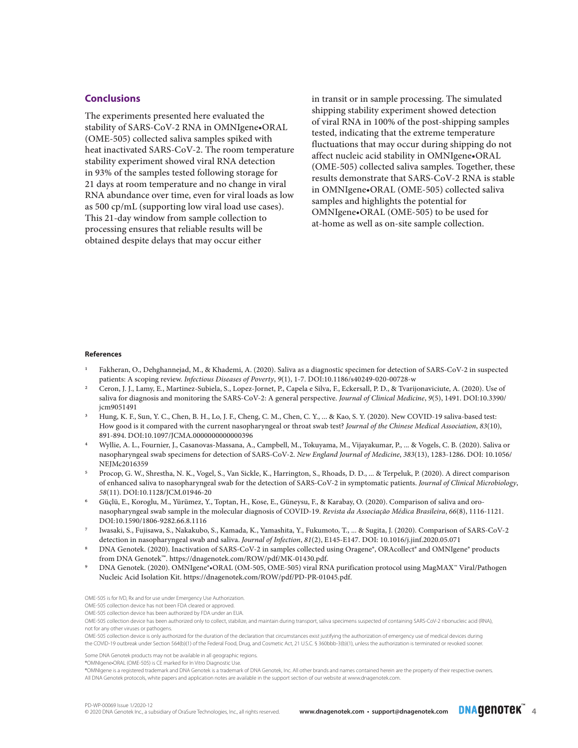## Conclusions

The experiments presented here evaluated the stability of SARS-CoV-2 RNA in OMNIgene•ORAL (OME-505) collected saliva samples spiked with heat inactivated SARS-CoV-2. The room temperature stability experiment showed viral RNA detection in 93% of the samples tested following storage for 21 days at room temperature and no change in viral RNA abundance over time, even for viral loads as low as 500 cp/mL (supporting low viral load use cases). This 21-day window from sample collection to processing ensures that reliable results will be obtained despite delays that may occur either in transit or in sample processing. The simulated shipping stability experiment showed detection of viral RNA in 100% of the post-shipping samples tested, indicating that the extreme temperature fluctuations that may occur during shipping do not affect nucleic acid stability in OMNIgene•ORAL (OME-505) collected saliva samples. Together, these results demonstrate that SARS-CoV-2 RNA is stable in OMNIgene•ORAL (OME-505) collected saliva samples and highlights the potential for OMNIgene•ORAL (OME-505) to be used for at-home as well as on-site sample collection.

#### References

1. Fakheran, O., Dehghannejad, M., & Khademi, A. (2020). Saliva as a diagnostic specimen for detection of SARS-CoV-2 in suspected patients: A scoping review. *Infectious Diseases of Poverty*, *9*(1), 1-7. DOI:10.1186/s40249-020-00728-w
2. Ceron, J. J., Lamy, E., Martinez-Subiela, S., Lopez-Jornet, P., Capela e Silva, F., Eckersall, P. D., & Tvarijonaviciute, A. (2020). Use of saliva for diagnosis and monitoring the SARS-CoV-2: A general perspective. *Journal of Clinical Medicine*, *9*(5), 1491. DOI:10.3390/jcm9051491
3. Hung, K. F., Sun, Y. C., Chen, B. H., Lo, J. F., Cheng, C. M., Chen, C. Y., ... & Kao, S. Y. (2020). New COVID-19 saliva-based test: How good is it compared with the current nasopharyngeal or throat swab test? *Journal of the Chinese Medical Association*, *83*(10), 891-894. DOI:10.1097/JCMA.0000000000000396
4. Wyllie, A. L., Fournier, J., Casanovas-Massana, A., Campbell, M., Tokuyama, M., Vijayakumar, P., ... & Vogels, C. B. (2020). Saliva or nasopharyngeal swab specimens for detection of SARS-CoV-2. *New England Journal of Medicine*, *383*(13), 1283-1286. DOI: 10.1056/NEJMc2016359
5. Procop, G. W., Shrestha, N. K., Vogel, S., Van Sickle, K., Harrington, S., Rhoads, D. D., ... & Terpeluk, P. (2020). A direct comparison of enhanced saliva to nasopharyngeal swab for the detection of SARS-CoV-2 in symptomatic patients. *Journal of Clinical Microbiology*, *58*(11). DOI:10.1128/JCM.01946-20
6. Güçlü, E., Koroglu, M., Yürümez, Y., Toptan, H., Kose, E., Güneysu, F., & Karabay, O. (2020). Comparison of saliva and oro-nasopharyngeal swab sample in the molecular diagnosis of COVID-19. *Revista da Associação Médica Brasileira*, *66*(8), 1116-1121. DOI:10.1590/1806-9282.66.8.1116
7. Iwasaki, S., Fujisawa, S., Nakakubo, S., Kamada, K., Yamashita, Y., Fukumoto, T., ... & Sugita, J. (2020). Comparison of SARS-CoV-2 detection in nasopharyngeal swab and saliva. *Journal of Infection*, *81*(2), E145-E147. DOI: 10.1016/j.jinf.2020.05.071
8. DNA Genotek. (2020). Inactivation of SARS-CoV-2 in samples collected using Oragene®, ORAcollect® and OMNIgene® products from DNA Genotek™. https://dnagenotek.com/ROW/pdf/MK-01430.pdf.
9. DNA Genotek. (2020). OMNIgene®•ORAL (OM-505, OME-505) viral RNA purification protocol using MagMAX™ Viral/Pathogen Nucleic Acid Isolation Kit. https://dnagenotek.com/ROW/pdf/PD-PR-01045.pdf.

OME-505 is for IVD, Rx and for use under Emergency Use Authorization.
OME-505 collection device has not been FDA cleared or approved.
OME-505 collection device has been authorized by FDA under an EUA.
OME-505 collection device has been authorized only to collect, stabilize, and maintain during transport, saliva specimens suspected of containing SARS-CoV-2 ribonucleic acid (RNA), not for any other viruses or pathogens.
OME-505 collection device is only authorized for the duration of the declaration that circumstances exist justifying the authorization of emergency use of medical devices during the COVID-19 outbreak under Section 564(b)(1) of the Federal Food, Drug, and Cosmetic Act, 21 U.S.C. § 360bbb-3(b)(1), unless the authorization is terminated or revoked sooner.

Some DNA Genotek products may not be available in all geographic regions.
®OMNIgene•ORAL (OME-505) is CE marked for In Vitro Diagnostic Use.
®OMNIgene is a registered trademark and DNA Genotek is a trademark of DNA Genotek, Inc. All other brands and names contained herein are the property of their respective owners.
All DNA Genotek protocols, white papers and application notes are available in the support section of our website at www.dnagenotek.com.

PD-WP-00069 Issue 1/2020-12
© 2020 DNA Genotek Inc., a subsidiary of OraSure Technologies, Inc., all rights reserved.

www.dnagenotek.com • support@dnagenotek.com